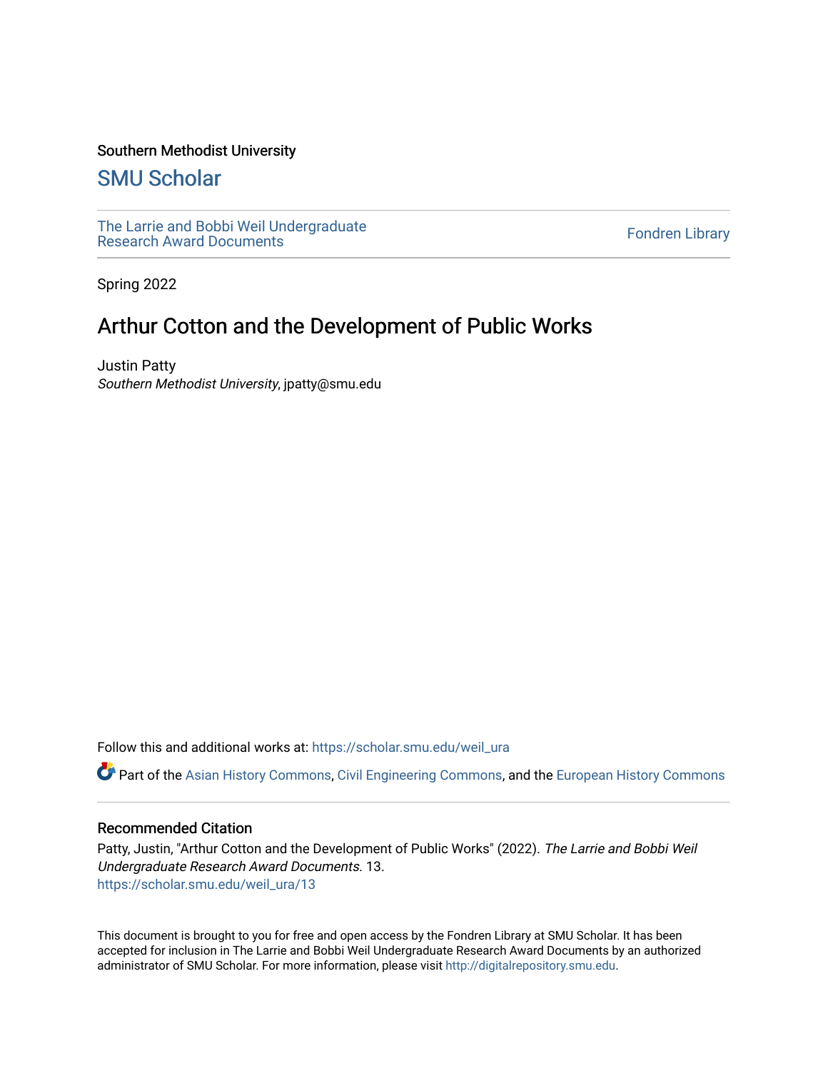Southern Methodist University

# SMU Scholar

The Larrie and Bobbi Weil Undergraduate Research Award Documents

Fondren Library

Spring 2022

## Arthur Cotton and the Development of Public Works

Justin Patty
*Southern Methodist University*, jpatty@smu.edu

Follow this and additional works at: https://scholar.smu.edu/weil_ura

Part of the Asian History Commons, Civil Engineering Commons, and the European History Commons

### Recommended Citation

Patty, Justin, "Arthur Cotton and the Development of Public Works" (2022). *The Larrie and Bobbi Weil Undergraduate Research Award Documents*. 13.
https://scholar.smu.edu/weil_ura/13

This document is brought to you for free and open access by the Fondren Library at SMU Scholar. It has been accepted for inclusion in The Larrie and Bobbi Weil Undergraduate Research Award Documents by an authorized administrator of SMU Scholar. For more information, please visit http://digitalrepository.smu.edu.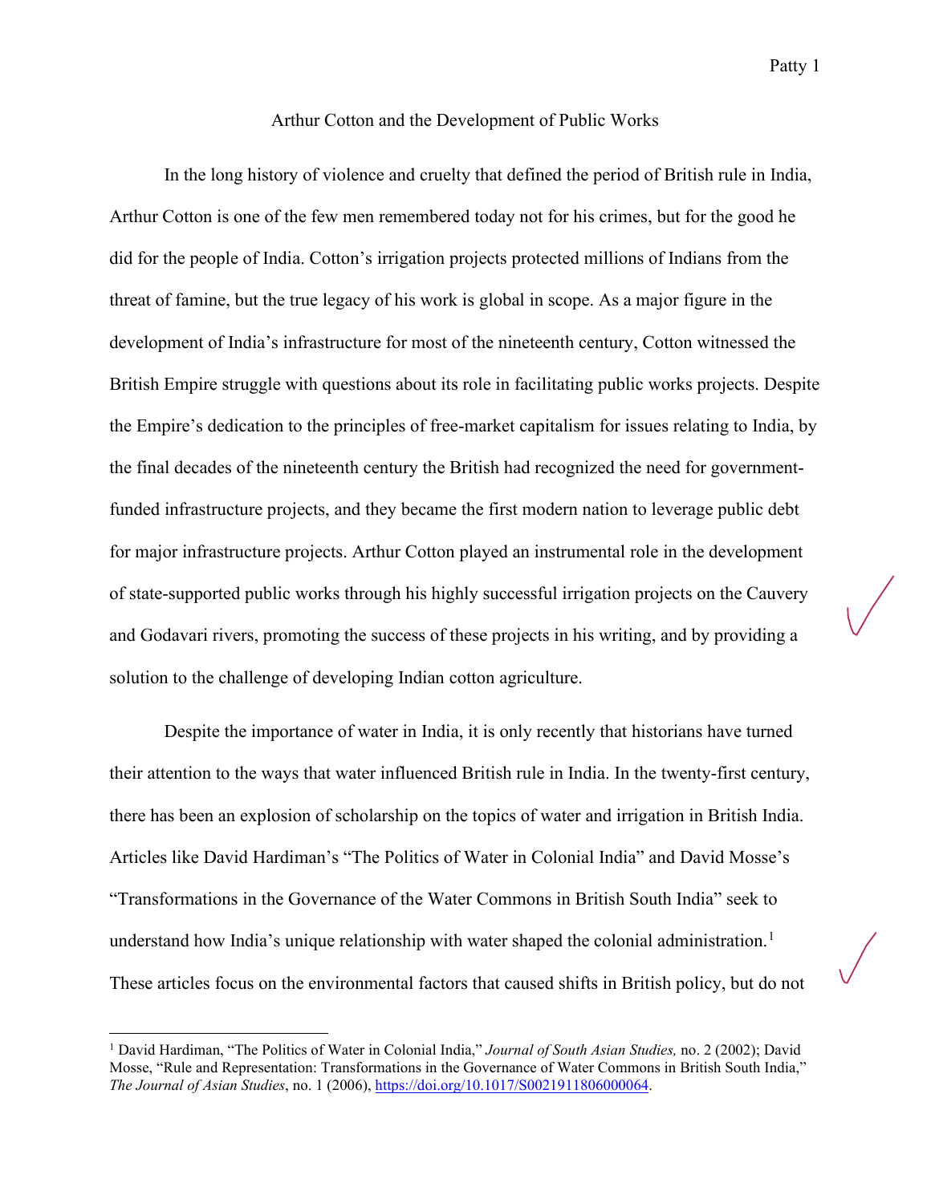Arthur Cotton and the Development of Public Works

In the long history of violence and cruelty that defined the period of British rule in India, Arthur Cotton is one of the few men remembered today not for his crimes, but for the good he did for the people of India. Cotton's irrigation projects protected millions of Indians from the threat of famine, but the true legacy of his work is global in scope. As a major figure in the development of India's infrastructure for most of the nineteenth century, Cotton witnessed the British Empire struggle with questions about its role in facilitating public works projects. Despite the Empire's dedication to the principles of free-market capitalism for issues relating to India, by the final decades of the nineteenth century the British had recognized the need for government-funded infrastructure projects, and they became the first modern nation to leverage public debt for major infrastructure projects. Arthur Cotton played an instrumental role in the development of state-supported public works through his highly successful irrigation projects on the Cauvery and Godavari rivers, promoting the success of these projects in his writing, and by providing a solution to the challenge of developing Indian cotton agriculture.

Despite the importance of water in India, it is only recently that historians have turned their attention to the ways that water influenced British rule in India. In the twenty-first century, there has been an explosion of scholarship on the topics of water and irrigation in British India. Articles like David Hardiman's "The Politics of Water in Colonial India" and David Mosse's "Transformations in the Governance of the Water Commons in British South India" seek to understand how India's unique relationship with water shaped the colonial administration.[1] These articles focus on the environmental factors that caused shifts in British policy, but do not

[1] David Hardiman, "The Politics of Water in Colonial India," *Journal of South Asian Studies,* no. 2 (2002); David Mosse, "Rule and Representation: Transformations in the Governance of Water Commons in British South India," *The Journal of Asian Studies*, no. 1 (2006), https://doi.org/10.1017/S0021911806000064.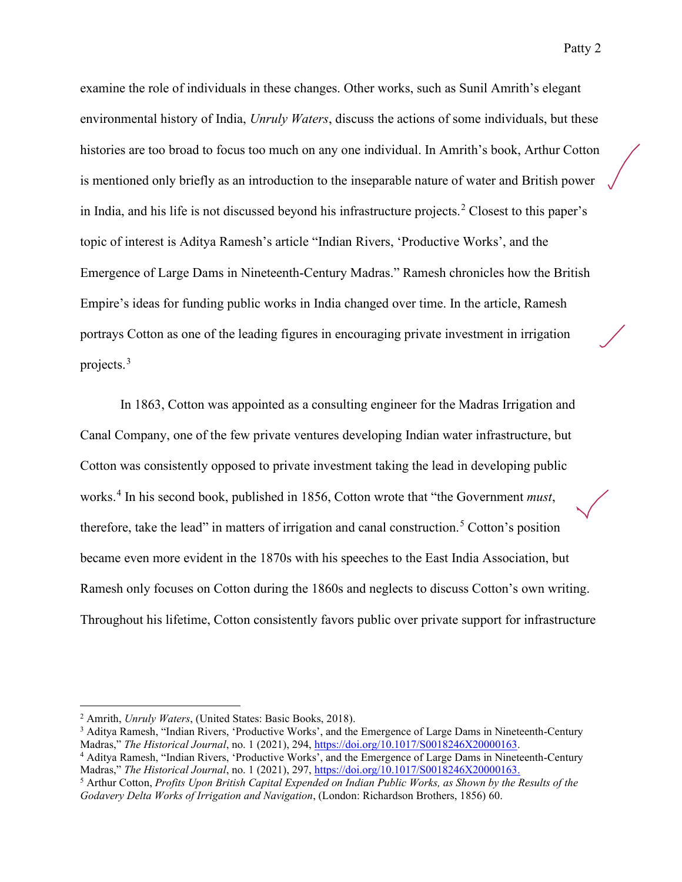examine the role of individuals in these changes. Other works, such as Sunil Amrith's elegant environmental history of India, *Unruly Waters*, discuss the actions of some individuals, but these histories are too broad to focus too much on any one individual. In Amrith's book, Arthur Cotton is mentioned only briefly as an introduction to the inseparable nature of water and British power in India, and his life is not discussed beyond his infrastructure projects.[2] Closest to this paper's topic of interest is Aditya Ramesh's article "Indian Rivers, 'Productive Works', and the Emergence of Large Dams in Nineteenth-Century Madras." Ramesh chronicles how the British Empire's ideas for funding public works in India changed over time. In the article, Ramesh portrays Cotton as one of the leading figures in encouraging private investment in irrigation projects.[3]

In 1863, Cotton was appointed as a consulting engineer for the Madras Irrigation and Canal Company, one of the few private ventures developing Indian water infrastructure, but Cotton was consistently opposed to private investment taking the lead in developing public works.[4] In his second book, published in 1856, Cotton wrote that "the Government *must*, therefore, take the lead" in matters of irrigation and canal construction.[5] Cotton's position became even more evident in the 1870s with his speeches to the East India Association, but Ramesh only focuses on Cotton during the 1860s and neglects to discuss Cotton's own writing. Throughout his lifetime, Cotton consistently favors public over private support for infrastructure

---

[2] Amrith, *Unruly Waters*, (United States: Basic Books, 2018).

[3] Aditya Ramesh, "Indian Rivers, 'Productive Works', and the Emergence of Large Dams in Nineteenth-Century Madras," *The Historical Journal*, no. 1 (2021), 294, https://doi.org/10.1017/S0018246X20000163.

[4] Aditya Ramesh, "Indian Rivers, 'Productive Works', and the Emergence of Large Dams in Nineteenth-Century Madras," *The Historical Journal*, no. 1 (2021), 297, https://doi.org/10.1017/S0018246X20000163.

[5] Arthur Cotton, *Profits Upon British Capital Expended on Indian Public Works, as Shown by the Results of the Godavery Delta Works of Irrigation and Navigation*, (London: Richardson Brothers, 1856) 60.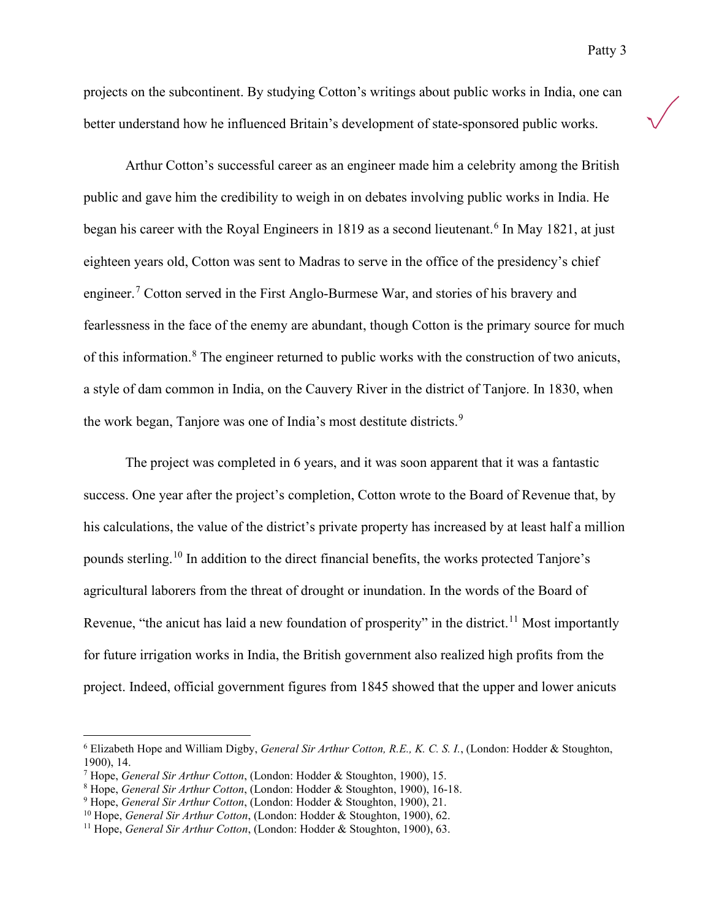projects on the subcontinent. By studying Cotton's writings about public works in India, one can better understand how he influenced Britain's development of state-sponsored public works.

Arthur Cotton's successful career as an engineer made him a celebrity among the British public and gave him the credibility to weigh in on debates involving public works in India. He began his career with the Royal Engineers in 1819 as a second lieutenant.[6] In May 1821, at just eighteen years old, Cotton was sent to Madras to serve in the office of the presidency's chief engineer.[7] Cotton served in the First Anglo-Burmese War, and stories of his bravery and fearlessness in the face of the enemy are abundant, though Cotton is the primary source for much of this information.[8] The engineer returned to public works with the construction of two anicuts, a style of dam common in India, on the Cauvery River in the district of Tanjore. In 1830, when the work began, Tanjore was one of India's most destitute districts.[9]

The project was completed in 6 years, and it was soon apparent that it was a fantastic success. One year after the project's completion, Cotton wrote to the Board of Revenue that, by his calculations, the value of the district's private property has increased by at least half a million pounds sterling.[10] In addition to the direct financial benefits, the works protected Tanjore's agricultural laborers from the threat of drought or inundation. In the words of the Board of Revenue, "the anicut has laid a new foundation of prosperity" in the district.[11] Most importantly for future irrigation works in India, the British government also realized high profits from the project. Indeed, official government figures from 1845 showed that the upper and lower anicuts

---

[6] Elizabeth Hope and William Digby, *General Sir Arthur Cotton, R.E., K. C. S. I.*, (London: Hodder & Stoughton, 1900), 14.

[7] Hope, *General Sir Arthur Cotton*, (London: Hodder & Stoughton, 1900), 15.

[8] Hope, *General Sir Arthur Cotton*, (London: Hodder & Stoughton, 1900), 16-18.

[9] Hope, *General Sir Arthur Cotton*, (London: Hodder & Stoughton, 1900), 21.

[10] Hope, *General Sir Arthur Cotton*, (London: Hodder & Stoughton, 1900), 62.

[11] Hope, *General Sir Arthur Cotton*, (London: Hodder & Stoughton, 1900), 63.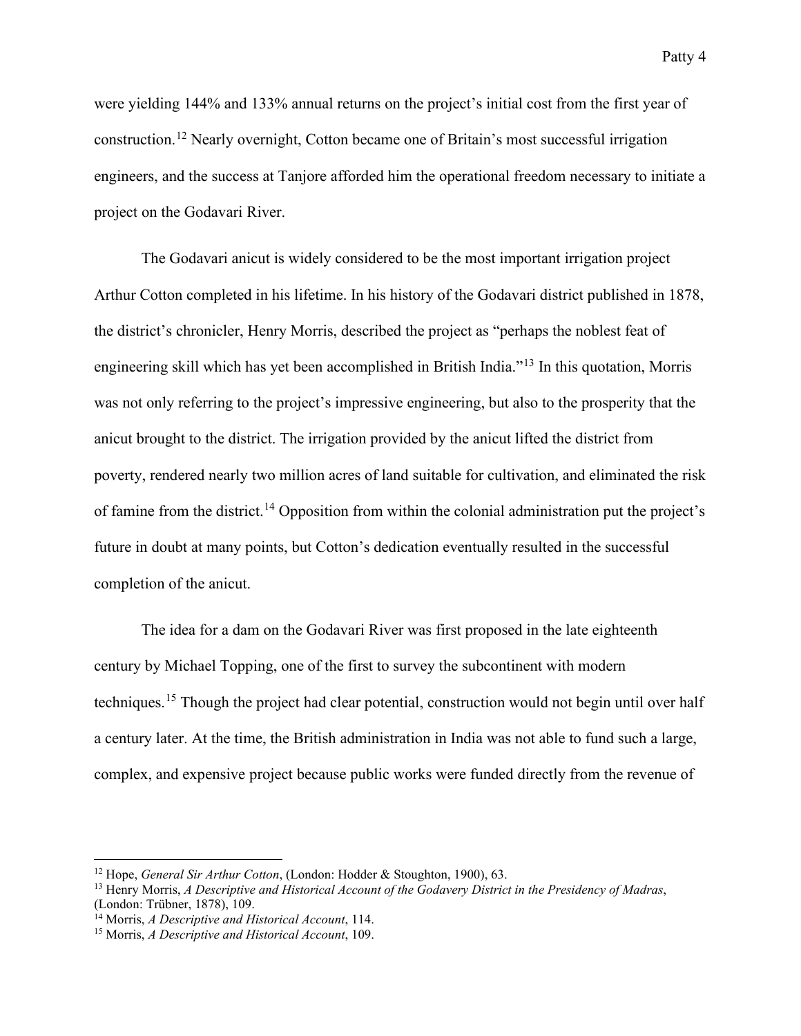were yielding 144% and 133% annual returns on the project's initial cost from the first year of construction.[12] Nearly overnight, Cotton became one of Britain's most successful irrigation engineers, and the success at Tanjore afforded him the operational freedom necessary to initiate a project on the Godavari River.

The Godavari anicut is widely considered to be the most important irrigation project Arthur Cotton completed in his lifetime. In his history of the Godavari district published in 1878, the district's chronicler, Henry Morris, described the project as "perhaps the noblest feat of engineering skill which has yet been accomplished in British India."[13] In this quotation, Morris was not only referring to the project's impressive engineering, but also to the prosperity that the anicut brought to the district. The irrigation provided by the anicut lifted the district from poverty, rendered nearly two million acres of land suitable for cultivation, and eliminated the risk of famine from the district.[14] Opposition from within the colonial administration put the project's future in doubt at many points, but Cotton's dedication eventually resulted in the successful completion of the anicut.

The idea for a dam on the Godavari River was first proposed in the late eighteenth century by Michael Topping, one of the first to survey the subcontinent with modern techniques.[15] Though the project had clear potential, construction would not begin until over half a century later. At the time, the British administration in India was not able to fund such a large, complex, and expensive project because public works were funded directly from the revenue of

---

[12] Hope, *General Sir Arthur Cotton*, (London: Hodder & Stoughton, 1900), 63.

[13] Henry Morris, *A Descriptive and Historical Account of the Godavery District in the Presidency of Madras*, (London: Trübner, 1878), 109.

[14] Morris, *A Descriptive and Historical Account*, 114.

[15] Morris, *A Descriptive and Historical Account*, 109.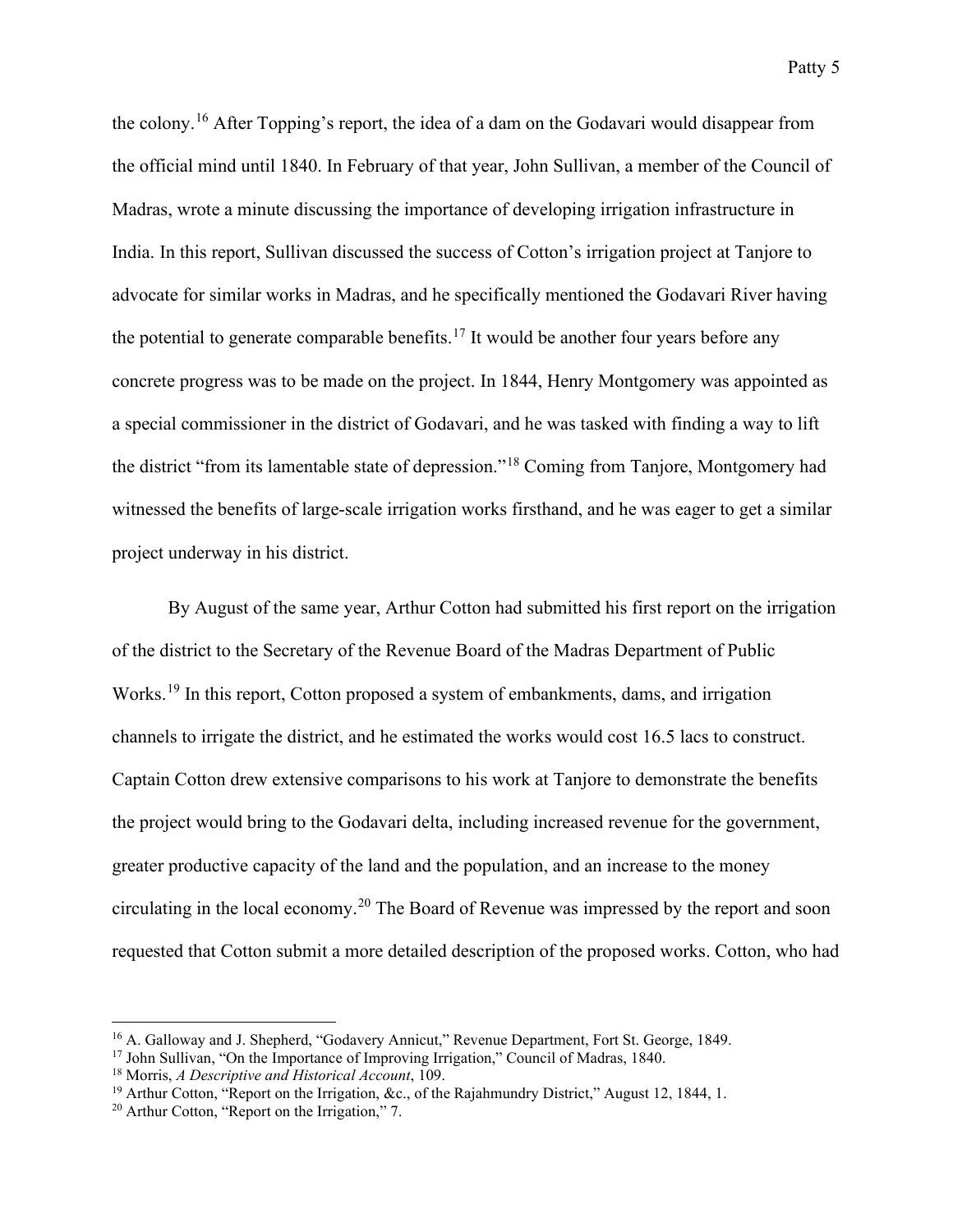the colony.[16] After Topping's report, the idea of a dam on the Godavari would disappear from the official mind until 1840. In February of that year, John Sullivan, a member of the Council of Madras, wrote a minute discussing the importance of developing irrigation infrastructure in India. In this report, Sullivan discussed the success of Cotton's irrigation project at Tanjore to advocate for similar works in Madras, and he specifically mentioned the Godavari River having the potential to generate comparable benefits.[17] It would be another four years before any concrete progress was to be made on the project. In 1844, Henry Montgomery was appointed as a special commissioner in the district of Godavari, and he was tasked with finding a way to lift the district "from its lamentable state of depression."[18] Coming from Tanjore, Montgomery had witnessed the benefits of large-scale irrigation works firsthand, and he was eager to get a similar project underway in his district.

By August of the same year, Arthur Cotton had submitted his first report on the irrigation of the district to the Secretary of the Revenue Board of the Madras Department of Public Works.[19] In this report, Cotton proposed a system of embankments, dams, and irrigation channels to irrigate the district, and he estimated the works would cost 16.5 lacs to construct. Captain Cotton drew extensive comparisons to his work at Tanjore to demonstrate the benefits the project would bring to the Godavari delta, including increased revenue for the government, greater productive capacity of the land and the population, and an increase to the money circulating in the local economy.[20] The Board of Revenue was impressed by the report and soon requested that Cotton submit a more detailed description of the proposed works. Cotton, who had

---

[16] A. Galloway and J. Shepherd, "Godavery Annicut," Revenue Department, Fort St. George, 1849.

[17] John Sullivan, "On the Importance of Improving Irrigation," Council of Madras, 1840.

[18] Morris, *A Descriptive and Historical Account*, 109.

[19] Arthur Cotton, "Report on the Irrigation, &c., of the Rajahmundry District," August 12, 1844, 1.

[20] Arthur Cotton, "Report on the Irrigation," 7.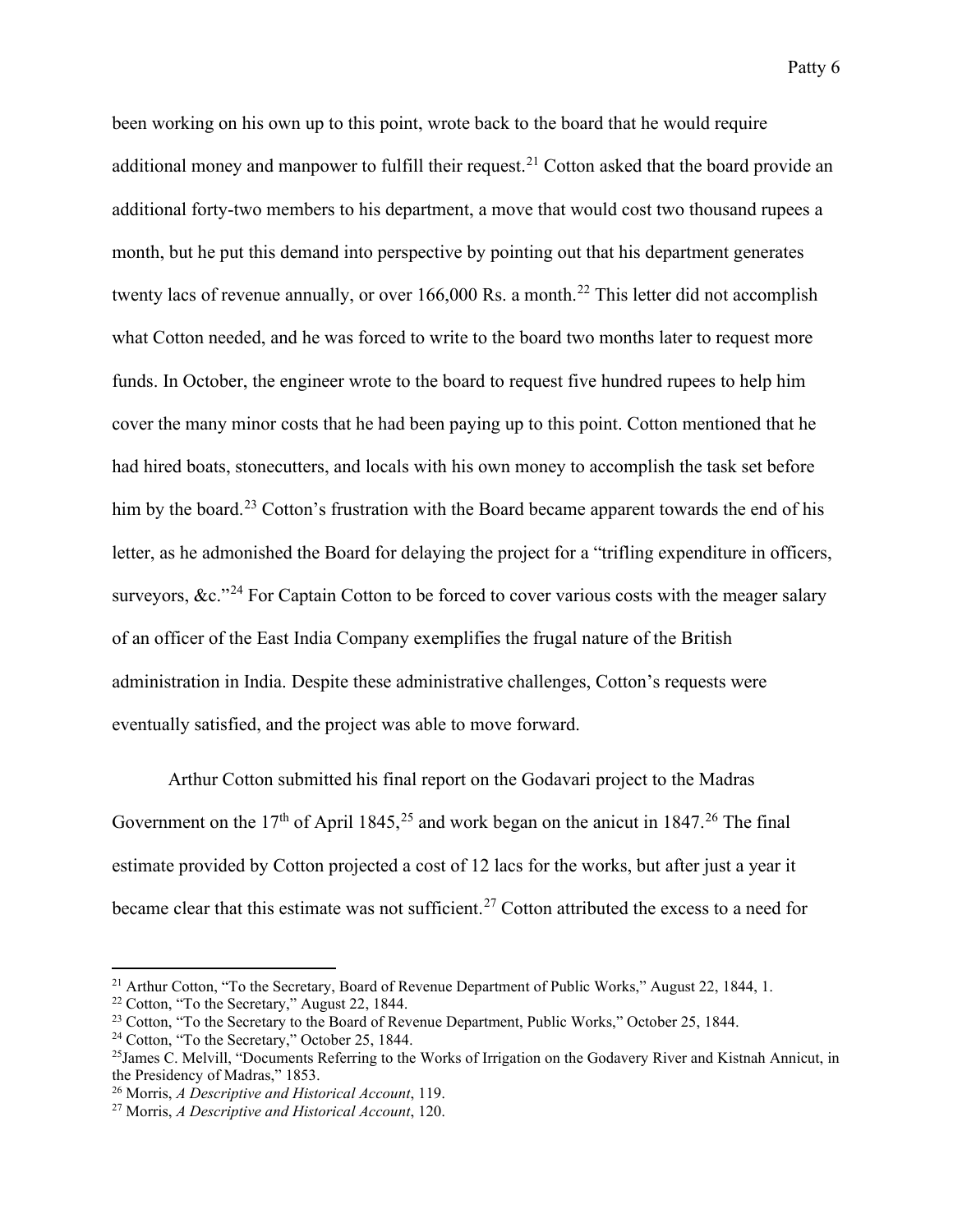been working on his own up to this point, wrote back to the board that he would require additional money and manpower to fulfill their request.[21] Cotton asked that the board provide an additional forty-two members to his department, a move that would cost two thousand rupees a month, but he put this demand into perspective by pointing out that his department generates twenty lacs of revenue annually, or over 166,000 Rs. a month.[22] This letter did not accomplish what Cotton needed, and he was forced to write to the board two months later to request more funds. In October, the engineer wrote to the board to request five hundred rupees to help him cover the many minor costs that he had been paying up to this point. Cotton mentioned that he had hired boats, stonecutters, and locals with his own money to accomplish the task set before him by the board.[23] Cotton's frustration with the Board became apparent towards the end of his letter, as he admonished the Board for delaying the project for a "trifling expenditure in officers, surveyors, &c."[24] For Captain Cotton to be forced to cover various costs with the meager salary of an officer of the East India Company exemplifies the frugal nature of the British administration in India. Despite these administrative challenges, Cotton's requests were eventually satisfied, and the project was able to move forward.

Arthur Cotton submitted his final report on the Godavari project to the Madras Government on the 17th of April 1845,[25] and work began on the anicut in 1847.[26] The final estimate provided by Cotton projected a cost of 12 lacs for the works, but after just a year it became clear that this estimate was not sufficient.[27] Cotton attributed the excess to a need for

---

[21] Arthur Cotton, "To the Secretary, Board of Revenue Department of Public Works," August 22, 1844, 1.

[22] Cotton, "To the Secretary," August 22, 1844.

[23] Cotton, "To the Secretary to the Board of Revenue Department, Public Works," October 25, 1844.

[24] Cotton, "To the Secretary," October 25, 1844.

[25] James C. Melvill, "Documents Referring to the Works of Irrigation on the Godavery River and Kistnah Annicut, in the Presidency of Madras," 1853.

[26] Morris, *A Descriptive and Historical Account*, 119.

[27] Morris, *A Descriptive and Historical Account*, 120.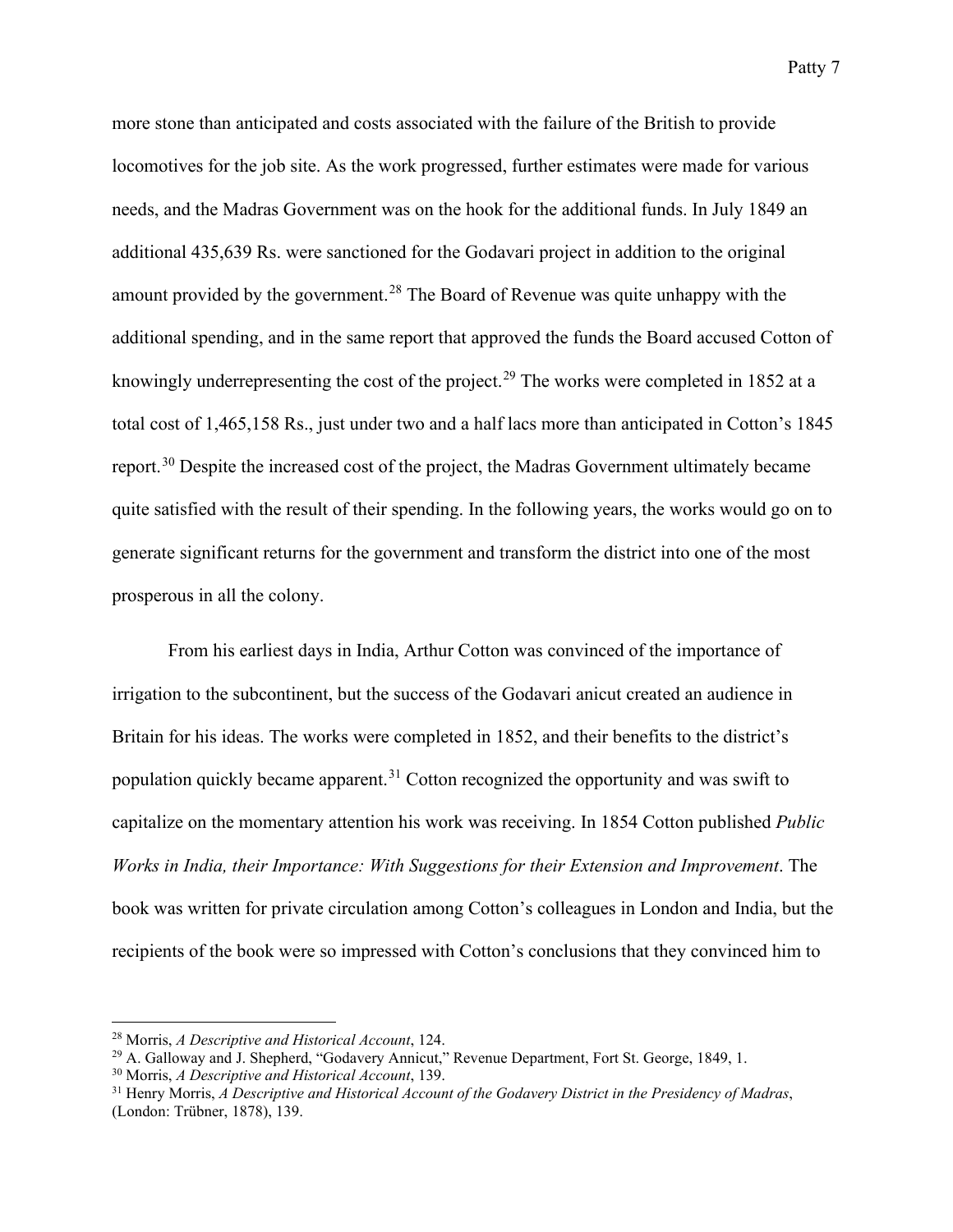more stone than anticipated and costs associated with the failure of the British to provide locomotives for the job site. As the work progressed, further estimates were made for various needs, and the Madras Government was on the hook for the additional funds. In July 1849 an additional 435,639 Rs. were sanctioned for the Godavari project in addition to the original amount provided by the government.[28] The Board of Revenue was quite unhappy with the additional spending, and in the same report that approved the funds the Board accused Cotton of knowingly underrepresenting the cost of the project.[29] The works were completed in 1852 at a total cost of 1,465,158 Rs., just under two and a half lacs more than anticipated in Cotton's 1845 report.[30] Despite the increased cost of the project, the Madras Government ultimately became quite satisfied with the result of their spending. In the following years, the works would go on to generate significant returns for the government and transform the district into one of the most prosperous in all the colony.

From his earliest days in India, Arthur Cotton was convinced of the importance of irrigation to the subcontinent, but the success of the Godavari anicut created an audience in Britain for his ideas. The works were completed in 1852, and their benefits to the district's population quickly became apparent.[31] Cotton recognized the opportunity and was swift to capitalize on the momentary attention his work was receiving. In 1854 Cotton published *Public Works in India, their Importance: With Suggestions for their Extension and Improvement*. The book was written for private circulation among Cotton's colleagues in London and India, but the recipients of the book were so impressed with Cotton's conclusions that they convinced him to

---

[28] Morris, *A Descriptive and Historical Account*, 124.

[29] A. Galloway and J. Shepherd, "Godavery Annicut," Revenue Department, Fort St. George, 1849, 1.

[30] Morris, *A Descriptive and Historical Account*, 139.

[31] Henry Morris, *A Descriptive and Historical Account of the Godavery District in the Presidency of Madras*, (London: Trübner, 1878), 139.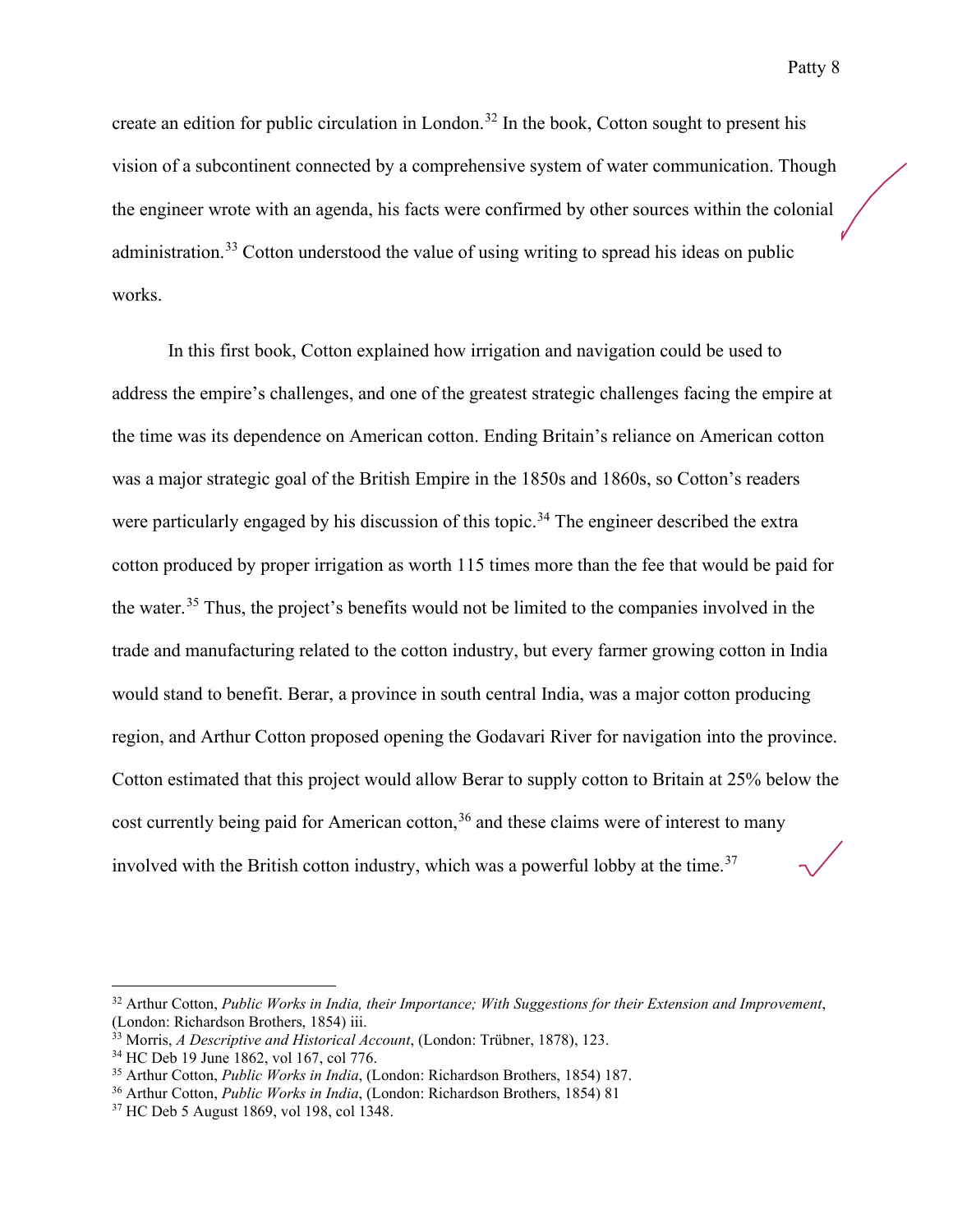create an edition for public circulation in London.[32] In the book, Cotton sought to present his vision of a subcontinent connected by a comprehensive system of water communication. Though the engineer wrote with an agenda, his facts were confirmed by other sources within the colonial administration.[33] Cotton understood the value of using writing to spread his ideas on public works.

In this first book, Cotton explained how irrigation and navigation could be used to address the empire's challenges, and one of the greatest strategic challenges facing the empire at the time was its dependence on American cotton. Ending Britain's reliance on American cotton was a major strategic goal of the British Empire in the 1850s and 1860s, so Cotton's readers were particularly engaged by his discussion of this topic.[34] The engineer described the extra cotton produced by proper irrigation as worth 115 times more than the fee that would be paid for the water.[35] Thus, the project's benefits would not be limited to the companies involved in the trade and manufacturing related to the cotton industry, but every farmer growing cotton in India would stand to benefit. Berar, a province in south central India, was a major cotton producing region, and Arthur Cotton proposed opening the Godavari River for navigation into the province. Cotton estimated that this project would allow Berar to supply cotton to Britain at 25% below the cost currently being paid for American cotton,[36] and these claims were of interest to many involved with the British cotton industry, which was a powerful lobby at the time.[37]

---

[32] Arthur Cotton, *Public Works in India, their Importance; With Suggestions for their Extension and Improvement*, (London: Richardson Brothers, 1854) iii.

[33] Morris, *A Descriptive and Historical Account*, (London: Trübner, 1878), 123.

[34] HC Deb 19 June 1862, vol 167, col 776.

[35] Arthur Cotton, *Public Works in India*, (London: Richardson Brothers, 1854) 187.

[36] Arthur Cotton, *Public Works in India*, (London: Richardson Brothers, 1854) 81

[37] HC Deb 5 August 1869, vol 198, col 1348.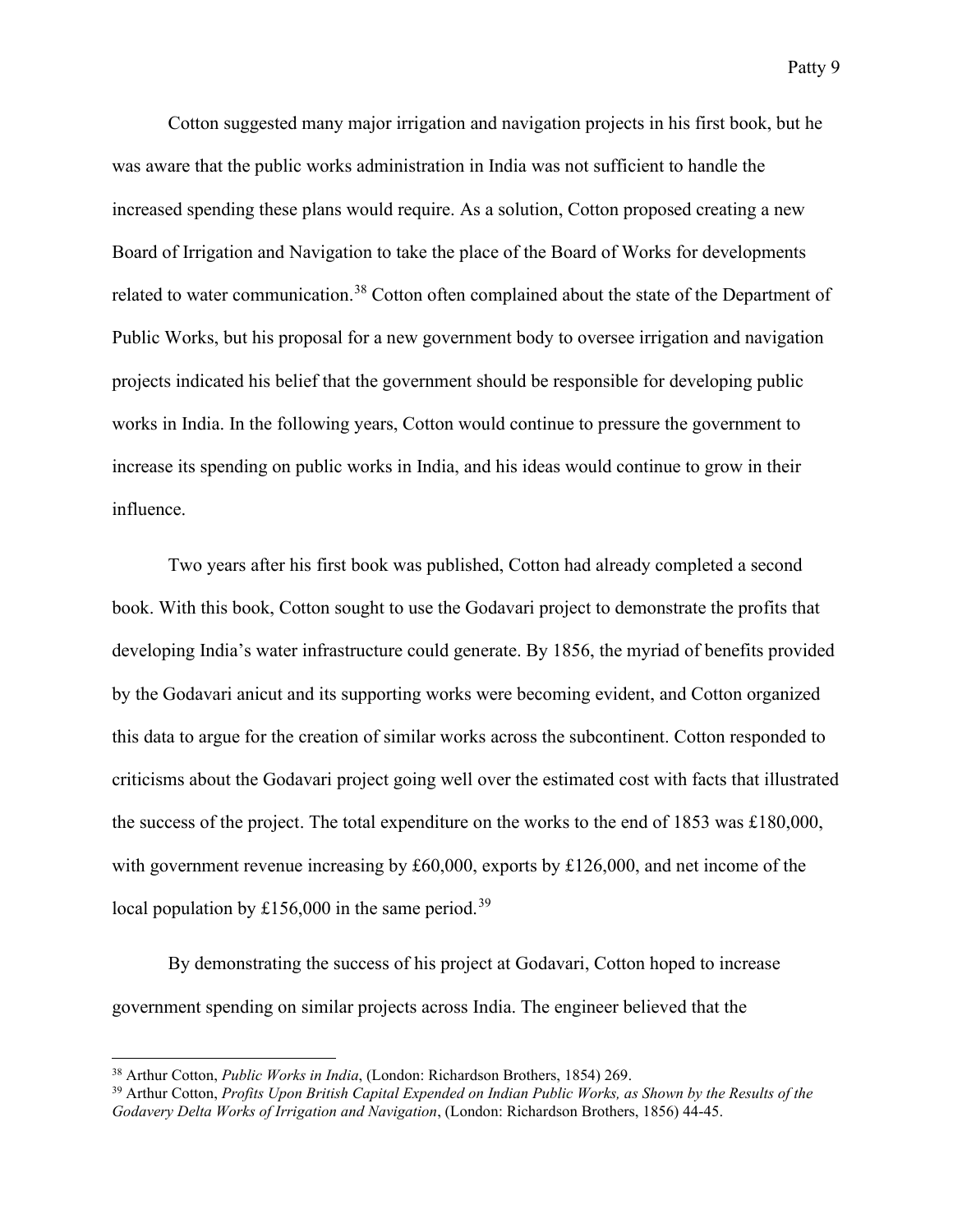Cotton suggested many major irrigation and navigation projects in his first book, but he was aware that the public works administration in India was not sufficient to handle the increased spending these plans would require. As a solution, Cotton proposed creating a new Board of Irrigation and Navigation to take the place of the Board of Works for developments related to water communication.[38] Cotton often complained about the state of the Department of Public Works, but his proposal for a new government body to oversee irrigation and navigation projects indicated his belief that the government should be responsible for developing public works in India. In the following years, Cotton would continue to pressure the government to increase its spending on public works in India, and his ideas would continue to grow in their influence.

Two years after his first book was published, Cotton had already completed a second book. With this book, Cotton sought to use the Godavari project to demonstrate the profits that developing India's water infrastructure could generate. By 1856, the myriad of benefits provided by the Godavari anicut and its supporting works were becoming evident, and Cotton organized this data to argue for the creation of similar works across the subcontinent. Cotton responded to criticisms about the Godavari project going well over the estimated cost with facts that illustrated the success of the project. The total expenditure on the works to the end of 1853 was £180,000, with government revenue increasing by £60,000, exports by £126,000, and net income of the local population by £156,000 in the same period.[39]

By demonstrating the success of his project at Godavari, Cotton hoped to increase government spending on similar projects across India. The engineer believed that the

---

[38] Arthur Cotton, *Public Works in India*, (London: Richardson Brothers, 1854) 269.

[39] Arthur Cotton, *Profits Upon British Capital Expended on Indian Public Works, as Shown by the Results of the Godavery Delta Works of Irrigation and Navigation*, (London: Richardson Brothers, 1856) 44-45.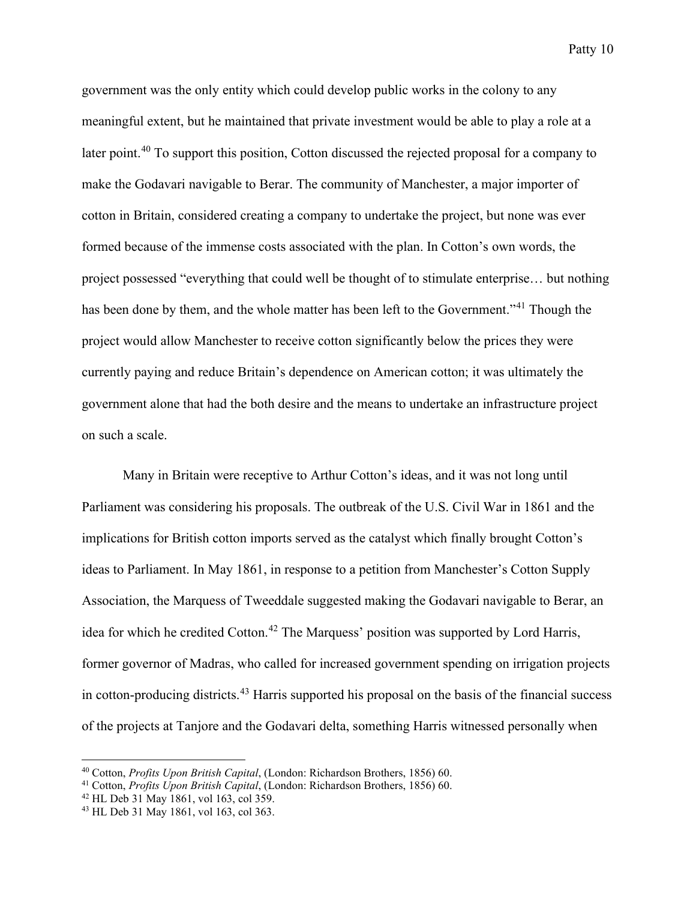government was the only entity which could develop public works in the colony to any meaningful extent, but he maintained that private investment would be able to play a role at a later point.[40] To support this position, Cotton discussed the rejected proposal for a company to make the Godavari navigable to Berar. The community of Manchester, a major importer of cotton in Britain, considered creating a company to undertake the project, but none was ever formed because of the immense costs associated with the plan. In Cotton's own words, the project possessed "everything that could well be thought of to stimulate enterprise… but nothing has been done by them, and the whole matter has been left to the Government."[41] Though the project would allow Manchester to receive cotton significantly below the prices they were currently paying and reduce Britain's dependence on American cotton; it was ultimately the government alone that had the both desire and the means to undertake an infrastructure project on such a scale.

Many in Britain were receptive to Arthur Cotton's ideas, and it was not long until Parliament was considering his proposals. The outbreak of the U.S. Civil War in 1861 and the implications for British cotton imports served as the catalyst which finally brought Cotton's ideas to Parliament. In May 1861, in response to a petition from Manchester's Cotton Supply Association, the Marquess of Tweeddale suggested making the Godavari navigable to Berar, an idea for which he credited Cotton.[42] The Marquess' position was supported by Lord Harris, former governor of Madras, who called for increased government spending on irrigation projects in cotton-producing districts.[43] Harris supported his proposal on the basis of the financial success of the projects at Tanjore and the Godavari delta, something Harris witnessed personally when

---

[40] Cotton, *Profits Upon British Capital*, (London: Richardson Brothers, 1856) 60.
[41] Cotton, *Profits Upon British Capital*, (London: Richardson Brothers, 1856) 60.
[42] HL Deb 31 May 1861, vol 163, col 359.
[43] HL Deb 31 May 1861, vol 163, col 363.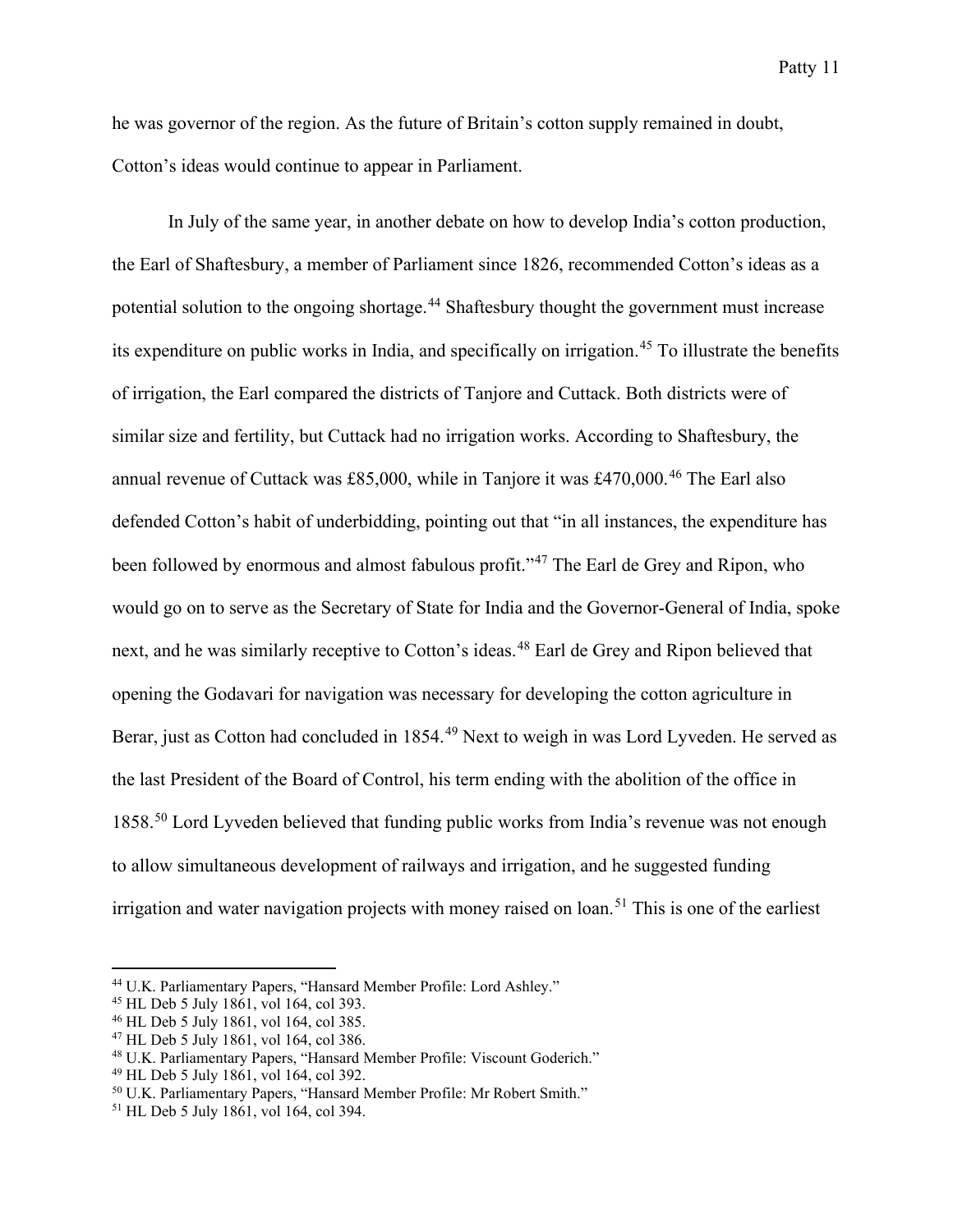he was governor of the region. As the future of Britain's cotton supply remained in doubt, Cotton's ideas would continue to appear in Parliament.

In July of the same year, in another debate on how to develop India's cotton production, the Earl of Shaftesbury, a member of Parliament since 1826, recommended Cotton's ideas as a potential solution to the ongoing shortage.[44] Shaftesbury thought the government must increase its expenditure on public works in India, and specifically on irrigation.[45] To illustrate the benefits of irrigation, the Earl compared the districts of Tanjore and Cuttack. Both districts were of similar size and fertility, but Cuttack had no irrigation works. According to Shaftesbury, the annual revenue of Cuttack was £85,000, while in Tanjore it was £470,000.[46] The Earl also defended Cotton's habit of underbidding, pointing out that "in all instances, the expenditure has been followed by enormous and almost fabulous profit."[47] The Earl de Grey and Ripon, who would go on to serve as the Secretary of State for India and the Governor-General of India, spoke next, and he was similarly receptive to Cotton's ideas.[48] Earl de Grey and Ripon believed that opening the Godavari for navigation was necessary for developing the cotton agriculture in Berar, just as Cotton had concluded in 1854.[49] Next to weigh in was Lord Lyveden. He served as the last President of the Board of Control, his term ending with the abolition of the office in 1858.[50] Lord Lyveden believed that funding public works from India's revenue was not enough to allow simultaneous development of railways and irrigation, and he suggested funding irrigation and water navigation projects with money raised on loan.[51] This is one of the earliest

---

[44] U.K. Parliamentary Papers, "Hansard Member Profile: Lord Ashley."

[45] HL Deb 5 July 1861, vol 164, col 393.

[46] HL Deb 5 July 1861, vol 164, col 385.

[47] HL Deb 5 July 1861, vol 164, col 386.

[48] U.K. Parliamentary Papers, "Hansard Member Profile: Viscount Goderich."

[49] HL Deb 5 July 1861, vol 164, col 392.

[50] U.K. Parliamentary Papers, "Hansard Member Profile: Mr Robert Smith."

[51] HL Deb 5 July 1861, vol 164, col 394.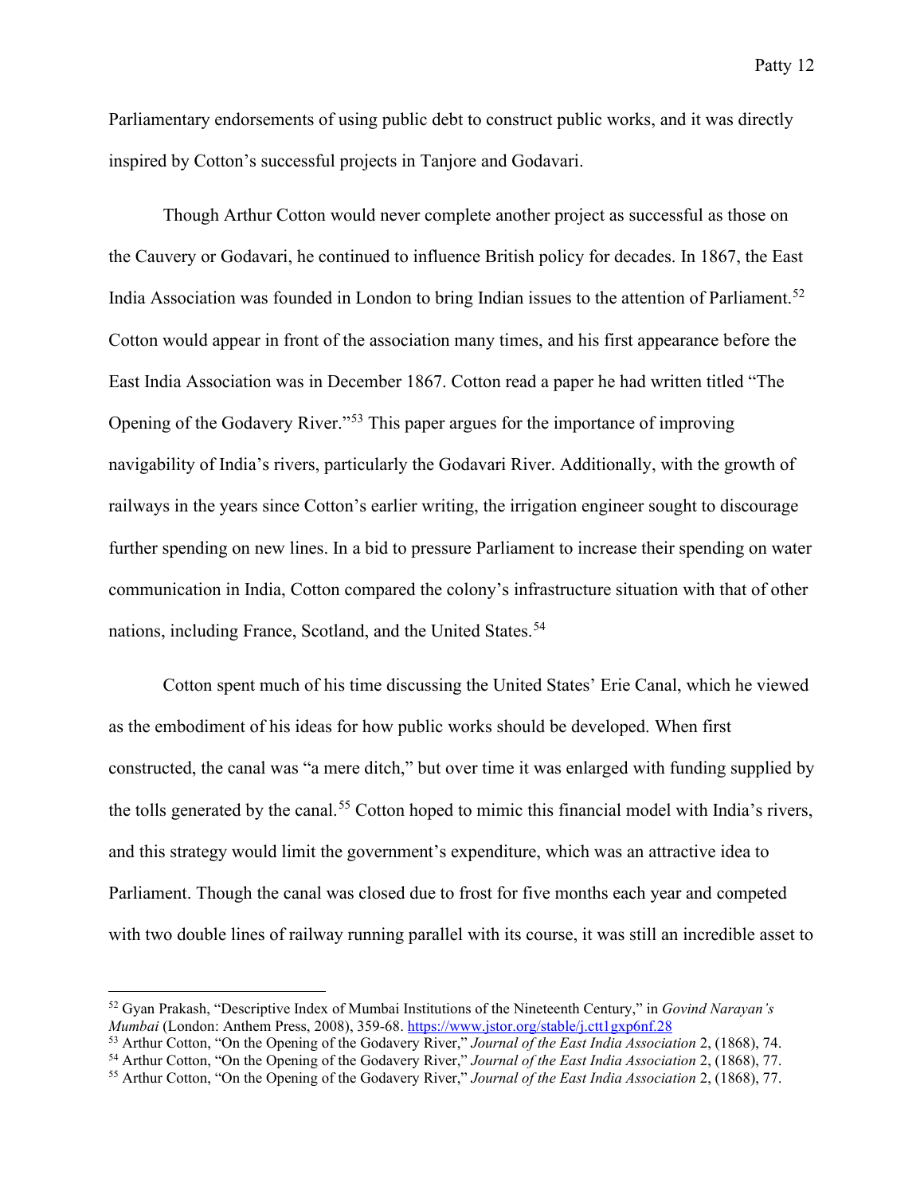Parliamentary endorsements of using public debt to construct public works, and it was directly inspired by Cotton's successful projects in Tanjore and Godavari.

Though Arthur Cotton would never complete another project as successful as those on the Cauvery or Godavari, he continued to influence British policy for decades. In 1867, the East India Association was founded in London to bring Indian issues to the attention of Parliament.[52] Cotton would appear in front of the association many times, and his first appearance before the East India Association was in December 1867. Cotton read a paper he had written titled "The Opening of the Godavery River."[53] This paper argues for the importance of improving navigability of India's rivers, particularly the Godavari River. Additionally, with the growth of railways in the years since Cotton's earlier writing, the irrigation engineer sought to discourage further spending on new lines. In a bid to pressure Parliament to increase their spending on water communication in India, Cotton compared the colony's infrastructure situation with that of other nations, including France, Scotland, and the United States.[54]

Cotton spent much of his time discussing the United States' Erie Canal, which he viewed as the embodiment of his ideas for how public works should be developed. When first constructed, the canal was "a mere ditch," but over time it was enlarged with funding supplied by the tolls generated by the canal.[55] Cotton hoped to mimic this financial model with India's rivers, and this strategy would limit the government's expenditure, which was an attractive idea to Parliament. Though the canal was closed due to frost for five months each year and competed with two double lines of railway running parallel with its course, it was still an incredible asset to

---

[52] Gyan Prakash, "Descriptive Index of Mumbai Institutions of the Nineteenth Century," in *Govind Narayan's Mumbai* (London: Anthem Press, 2008), 359-68. https://www.jstor.org/stable/j.ctt1gxp6nf.28

[53] Arthur Cotton, "On the Opening of the Godavery River," *Journal of the East India Association* 2, (1868), 74.

[54] Arthur Cotton, "On the Opening of the Godavery River," *Journal of the East India Association* 2, (1868), 77.

[55] Arthur Cotton, "On the Opening of the Godavery River," *Journal of the East India Association* 2, (1868), 77.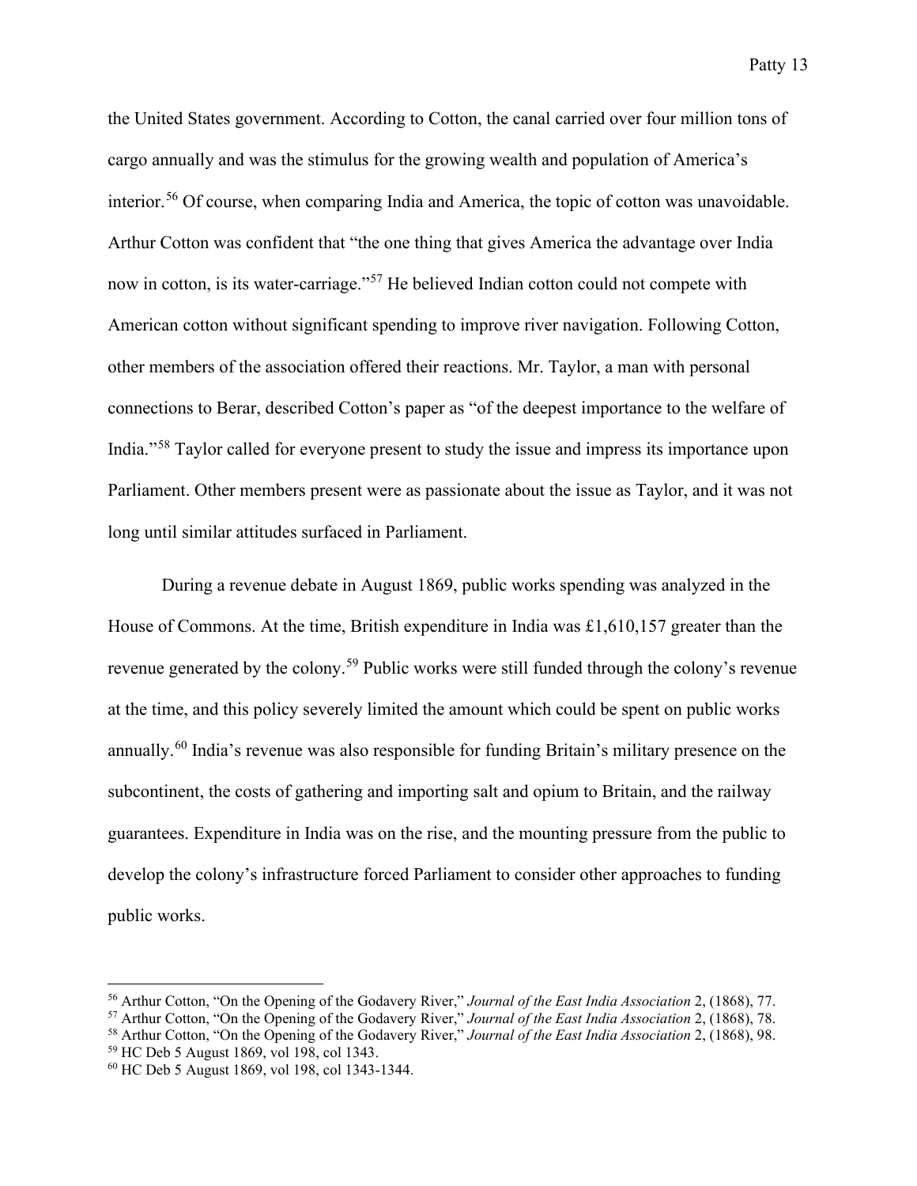the United States government. According to Cotton, the canal carried over four million tons of cargo annually and was the stimulus for the growing wealth and population of America's interior.[56] Of course, when comparing India and America, the topic of cotton was unavoidable. Arthur Cotton was confident that "the one thing that gives America the advantage over India now in cotton, is its water-carriage."[57] He believed Indian cotton could not compete with American cotton without significant spending to improve river navigation. Following Cotton, other members of the association offered their reactions. Mr. Taylor, a man with personal connections to Berar, described Cotton's paper as "of the deepest importance to the welfare of India."[58] Taylor called for everyone present to study the issue and impress its importance upon Parliament. Other members present were as passionate about the issue as Taylor, and it was not long until similar attitudes surfaced in Parliament.

During a revenue debate in August 1869, public works spending was analyzed in the House of Commons. At the time, British expenditure in India was £1,610,157 greater than the revenue generated by the colony.[59] Public works were still funded through the colony's revenue at the time, and this policy severely limited the amount which could be spent on public works annually.[60] India's revenue was also responsible for funding Britain's military presence on the subcontinent, the costs of gathering and importing salt and opium to Britain, and the railway guarantees. Expenditure in India was on the rise, and the mounting pressure from the public to develop the colony's infrastructure forced Parliament to consider other approaches to funding public works.

---

[56] Arthur Cotton, "On the Opening of the Godavery River," *Journal of the East India Association* 2, (1868), 77.

[57] Arthur Cotton, "On the Opening of the Godavery River," *Journal of the East India Association* 2, (1868), 78.

[58] Arthur Cotton, "On the Opening of the Godavery River," *Journal of the East India Association* 2, (1868), 98.

[59] HC Deb 5 August 1869, vol 198, col 1343.

[60] HC Deb 5 August 1869, vol 198, col 1343-1344.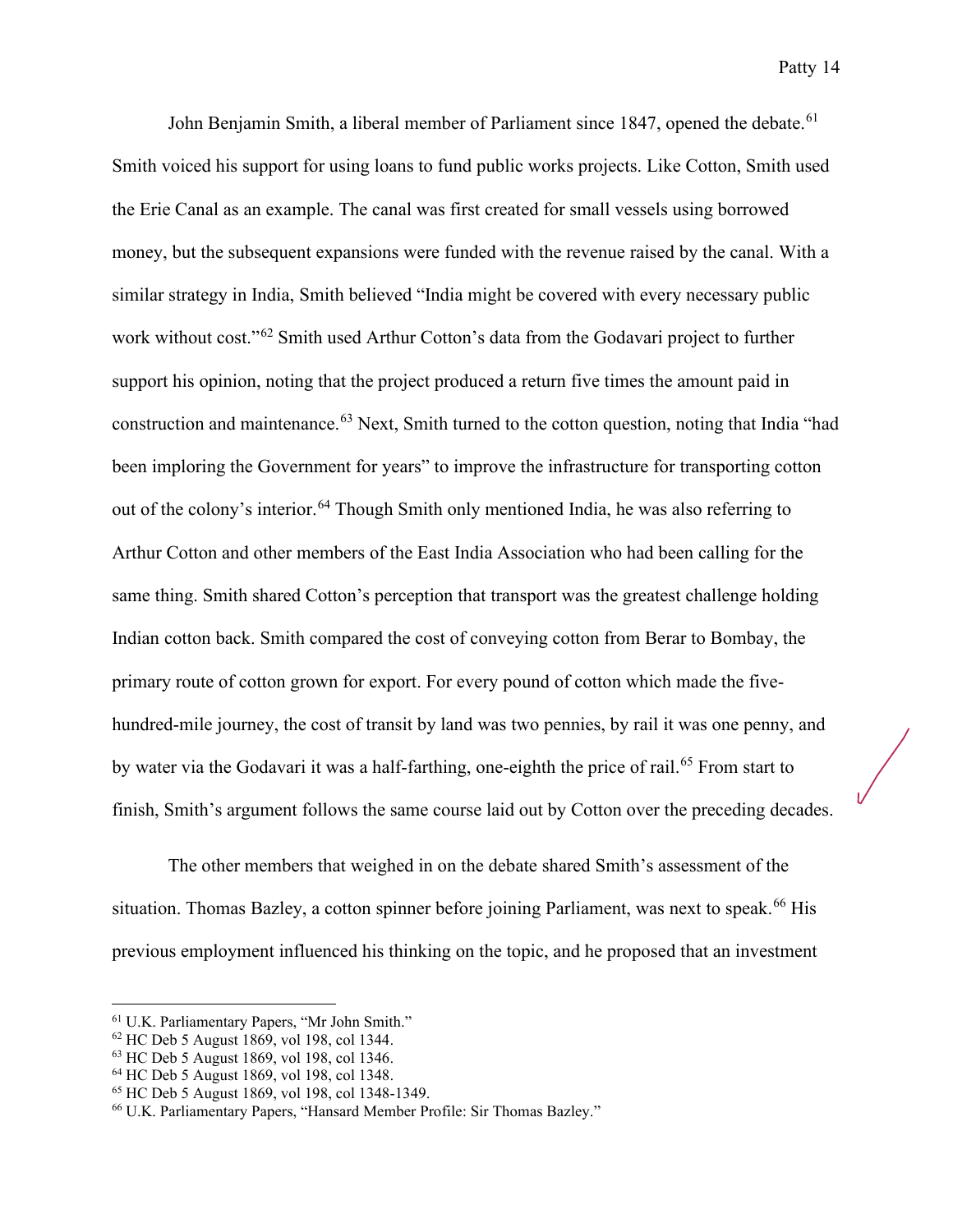John Benjamin Smith, a liberal member of Parliament since 1847, opened the debate.[61] Smith voiced his support for using loans to fund public works projects. Like Cotton, Smith used the Erie Canal as an example. The canal was first created for small vessels using borrowed money, but the subsequent expansions were funded with the revenue raised by the canal. With a similar strategy in India, Smith believed "India might be covered with every necessary public work without cost."[62] Smith used Arthur Cotton's data from the Godavari project to further support his opinion, noting that the project produced a return five times the amount paid in construction and maintenance.[63] Next, Smith turned to the cotton question, noting that India "had been imploring the Government for years" to improve the infrastructure for transporting cotton out of the colony's interior.[64] Though Smith only mentioned India, he was also referring to Arthur Cotton and other members of the East India Association who had been calling for the same thing. Smith shared Cotton's perception that transport was the greatest challenge holding Indian cotton back. Smith compared the cost of conveying cotton from Berar to Bombay, the primary route of cotton grown for export. For every pound of cotton which made the five-hundred-mile journey, the cost of transit by land was two pennies, by rail it was one penny, and by water via the Godavari it was a half-farthing, one-eighth the price of rail.[65] From start to finish, Smith's argument follows the same course laid out by Cotton over the preceding decades.

The other members that weighed in on the debate shared Smith's assessment of the situation. Thomas Bazley, a cotton spinner before joining Parliament, was next to speak.[66] His previous employment influenced his thinking on the topic, and he proposed that an investment

---

[61] U.K. Parliamentary Papers, "Mr John Smith."

[62] HC Deb 5 August 1869, vol 198, col 1344.

[63] HC Deb 5 August 1869, vol 198, col 1346.

[64] HC Deb 5 August 1869, vol 198, col 1348.

[65] HC Deb 5 August 1869, vol 198, col 1348-1349.

[66] U.K. Parliamentary Papers, "Hansard Member Profile: Sir Thomas Bazley."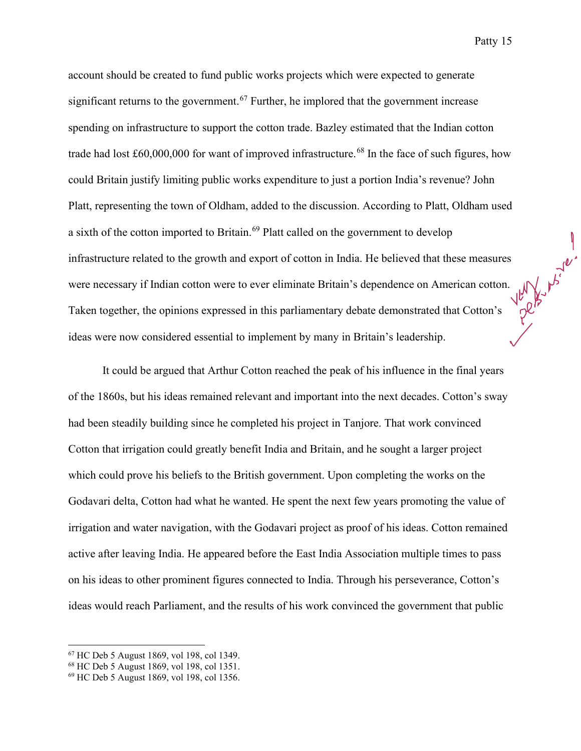account should be created to fund public works projects which were expected to generate significant returns to the government.[67] Further, he implored that the government increase spending on infrastructure to support the cotton trade. Bazley estimated that the Indian cotton trade had lost £60,000,000 for want of improved infrastructure.[68] In the face of such figures, how could Britain justify limiting public works expenditure to just a portion India's revenue? John Platt, representing the town of Oldham, added to the discussion. According to Platt, Oldham used a sixth of the cotton imported to Britain.[69] Platt called on the government to develop infrastructure related to the growth and export of cotton in India. He believed that these measures were necessary if Indian cotton were to ever eliminate Britain's dependence on American cotton. Taken together, the opinions expressed in this parliamentary debate demonstrated that Cotton's ideas were now considered essential to implement by many in Britain's leadership.

It could be argued that Arthur Cotton reached the peak of his influence in the final years of the 1860s, but his ideas remained relevant and important into the next decades. Cotton's sway had been steadily building since he completed his project in Tanjore. That work convinced Cotton that irrigation could greatly benefit India and Britain, and he sought a larger project which could prove his beliefs to the British government. Upon completing the works on the Godavari delta, Cotton had what he wanted. He spent the next few years promoting the value of irrigation and water navigation, with the Godavari project as proof of his ideas. Cotton remained active after leaving India. He appeared before the East India Association multiple times to pass on his ideas to other prominent figures connected to India. Through his perseverance, Cotton's ideas would reach Parliament, and the results of his work convinced the government that public

---

[67] HC Deb 5 August 1869, vol 198, col 1349.

[68] HC Deb 5 August 1869, vol 198, col 1351.

[69] HC Deb 5 August 1869, vol 198, col 1356.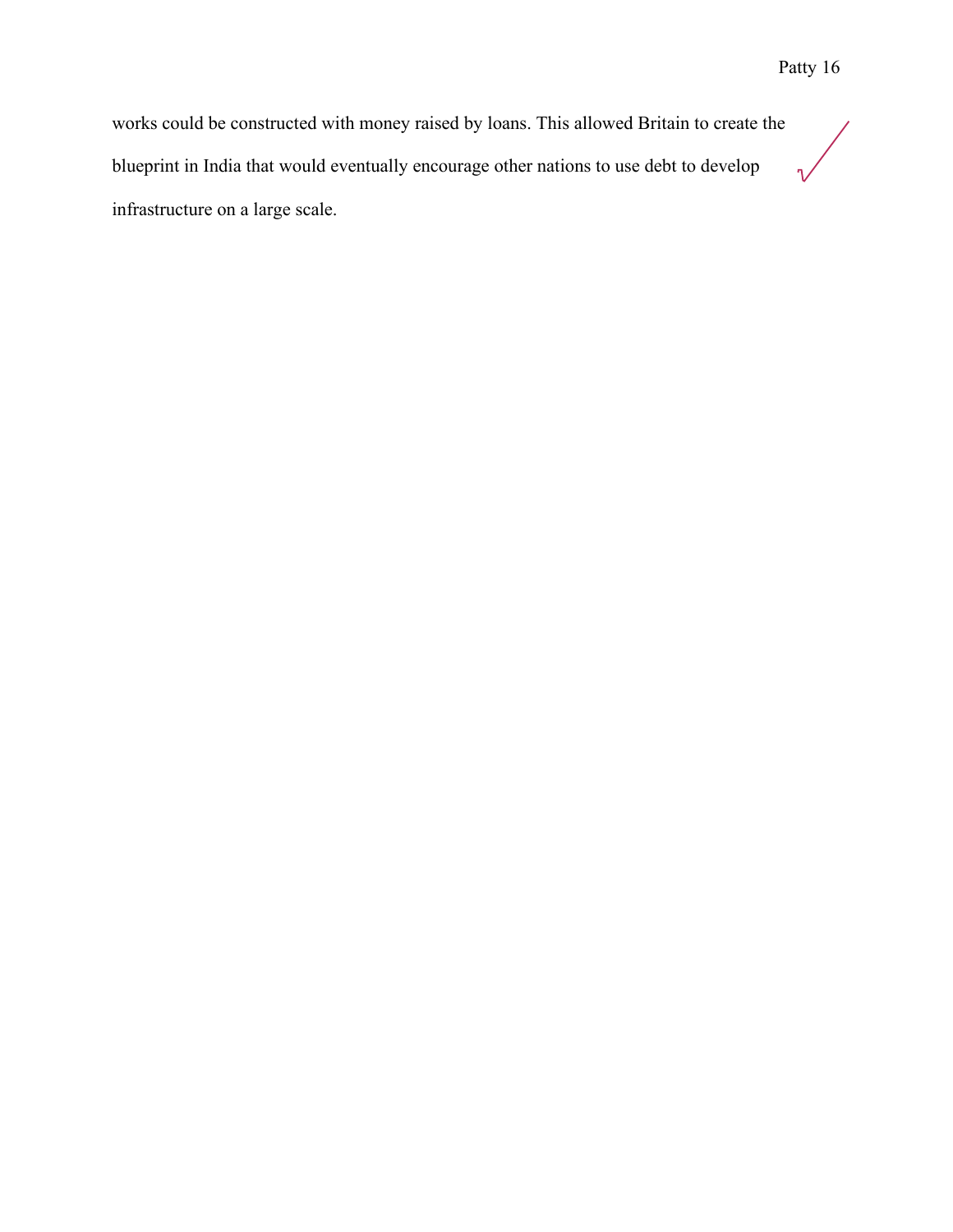works could be constructed with money raised by loans. This allowed Britain to create the blueprint in India that would eventually encourage other nations to use debt to develop infrastructure on a large scale.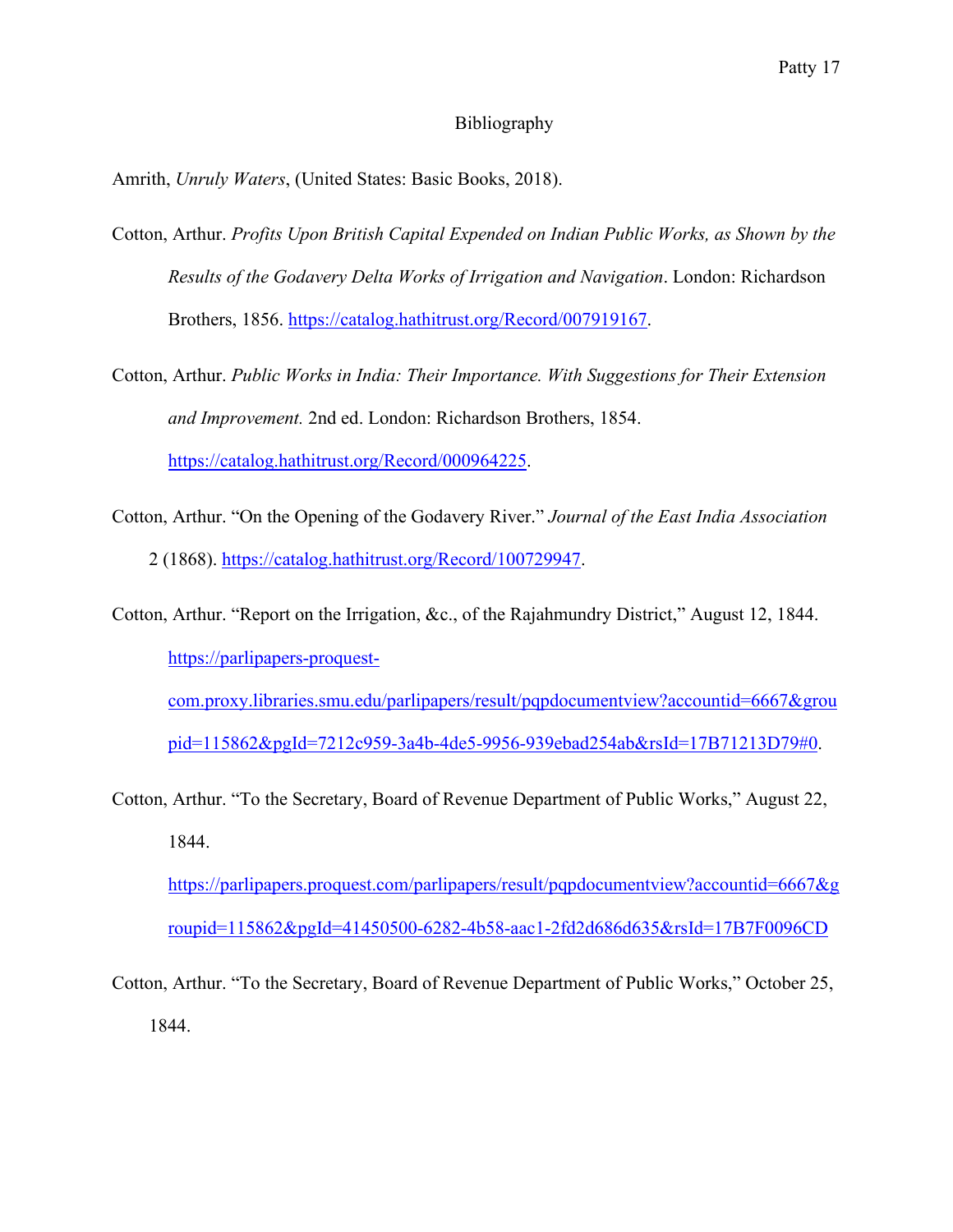## Bibliography

Amrith, *Unruly Waters*, (United States: Basic Books, 2018).

Cotton, Arthur. *Profits Upon British Capital Expended on Indian Public Works, as Shown by the Results of the Godavery Delta Works of Irrigation and Navigation*. London: Richardson Brothers, 1856. https://catalog.hathitrust.org/Record/007919167.

Cotton, Arthur. *Public Works in India: Their Importance. With Suggestions for Their Extension and Improvement.* 2nd ed. London: Richardson Brothers, 1854. https://catalog.hathitrust.org/Record/000964225.

Cotton, Arthur. "On the Opening of the Godavery River." *Journal of the East India Association* 2 (1868). https://catalog.hathitrust.org/Record/100729947.

Cotton, Arthur. "Report on the Irrigation, &c., of the Rajahmundry District," August 12, 1844. https://parlipapers-proquest-com.proxy.libraries.smu.edu/parlipapers/result/pqpdocumentview?accountid=6667&groupid=115862&pgId=7212c959-3a4b-4de5-9956-939ebad254ab&rsId=17B71213D79#0.

Cotton, Arthur. "To the Secretary, Board of Revenue Department of Public Works," August 22, 1844. https://parlipapers.proquest.com/parlipapers/result/pqpdocumentview?accountid=6667&groupid=115862&pgId=41450500-6282-4b58-aac1-2fd2d686d635&rsId=17B7F0096CD

Cotton, Arthur. "To the Secretary, Board of Revenue Department of Public Works," October 25, 1844.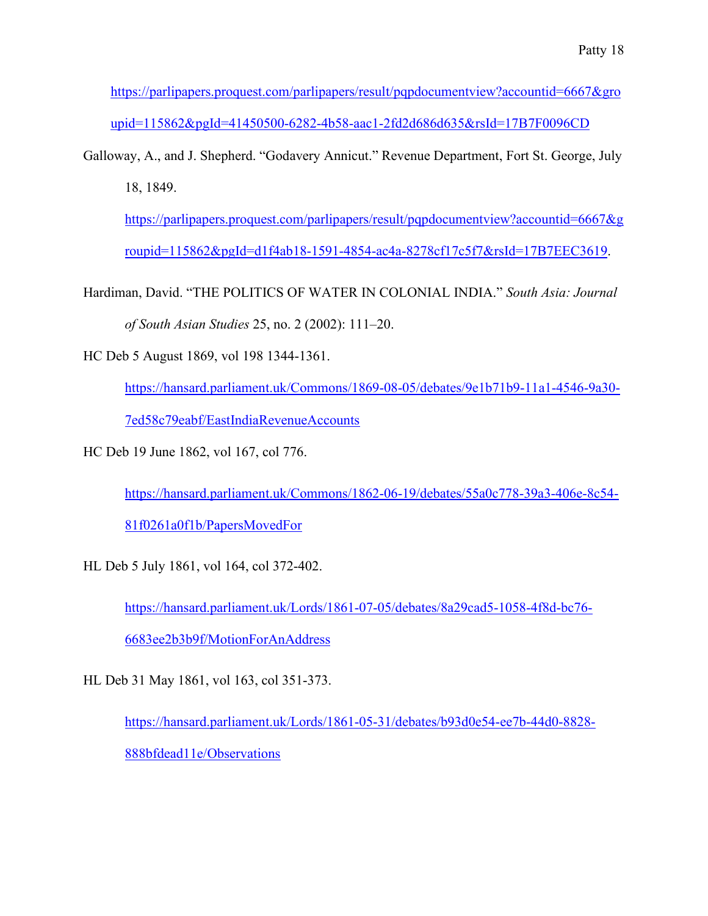https://parlipapers.proquest.com/parlipapers/result/pqpdocumentview?accountid=6667&groupid=115862&pgId=41450500-6282-4b58-aac1-2fd2d686d635&rsId=17B7F0096CD

Galloway, A., and J. Shepherd. "Godavery Annicut." Revenue Department, Fort St. George, July 18, 1849. https://parlipapers.proquest.com/parlipapers/result/pqpdocumentview?accountid=6667&groupid=115862&pgId=d1f4ab18-1591-4854-ac4a-8278cf17c5f7&rsId=17B7EEC3619.

Hardiman, David. "THE POLITICS OF WATER IN COLONIAL INDIA." *South Asia: Journal of South Asian Studies* 25, no. 2 (2002): 111–20.

HC Deb 5 August 1869, vol 198 1344-1361. https://hansard.parliament.uk/Commons/1869-08-05/debates/9e1b71b9-11a1-4546-9a30-7ed58c79eabf/EastIndiaRevenueAccounts

HC Deb 19 June 1862, vol 167, col 776. https://hansard.parliament.uk/Commons/1862-06-19/debates/55a0c778-39a3-406e-8c54-81f0261a0f1b/PapersMovedFor

HL Deb 5 July 1861, vol 164, col 372-402. https://hansard.parliament.uk/Lords/1861-07-05/debates/8a29cad5-1058-4f8d-bc76-6683ee2b3b9f/MotionForAnAddress

HL Deb 31 May 1861, vol 163, col 351-373. https://hansard.parliament.uk/Lords/1861-05-31/debates/b93d0e54-ee7b-44d0-8828-888bfdead11e/Observations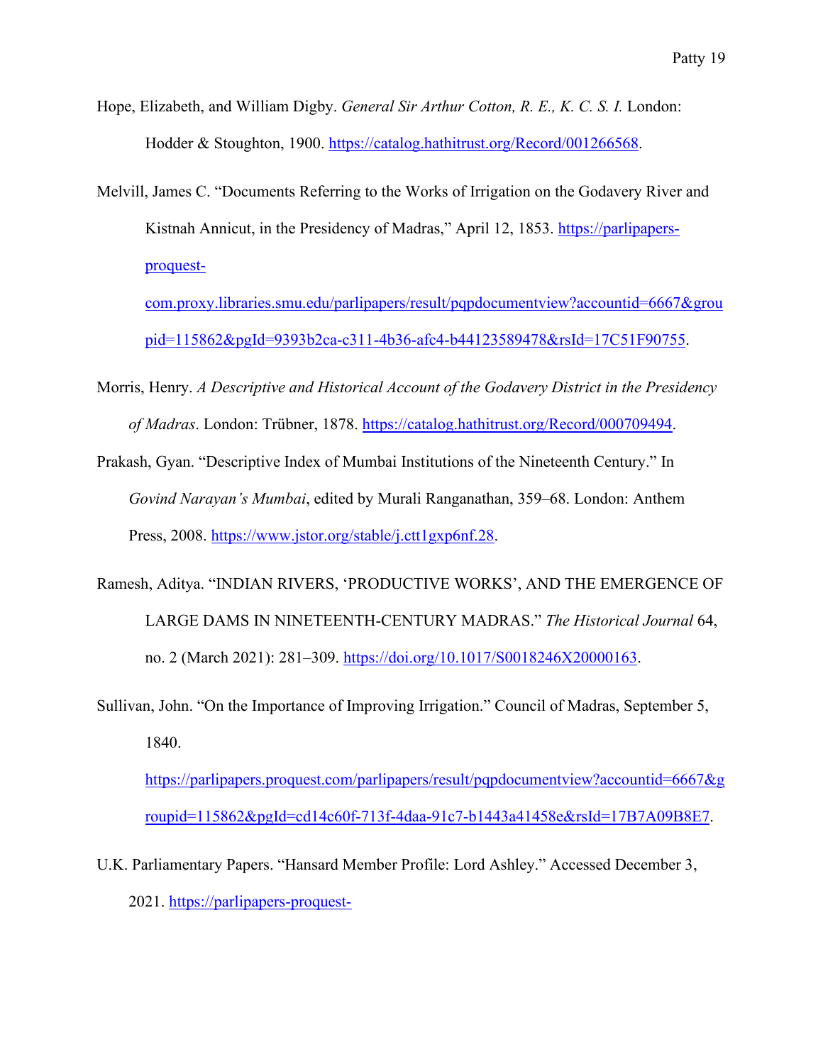Hope, Elizabeth, and William Digby. *General Sir Arthur Cotton, R. E., K. C. S. I.* London: Hodder & Stoughton, 1900. https://catalog.hathitrust.org/Record/001266568.

Melvill, James C. "Documents Referring to the Works of Irrigation on the Godavery River and Kistnah Annicut, in the Presidency of Madras," April 12, 1853. https://parlipapers-proquest-com.proxy.libraries.smu.edu/parlipapers/result/pqpdocumentview?accountid=6667&groupid=115862&pgId=9393b2ca-c311-4b36-afc4-b44123589478&rsId=17C51F90755.

Morris, Henry. *A Descriptive and Historical Account of the Godavery District in the Presidency of Madras*. London: Trübner, 1878. https://catalog.hathitrust.org/Record/000709494.

Prakash, Gyan. "Descriptive Index of Mumbai Institutions of the Nineteenth Century." In *Govind Narayan's Mumbai*, edited by Murali Ranganathan, 359–68. London: Anthem Press, 2008. https://www.jstor.org/stable/j.ctt1gxp6nf.28.

Ramesh, Aditya. "INDIAN RIVERS, 'PRODUCTIVE WORKS', AND THE EMERGENCE OF LARGE DAMS IN NINETEENTH-CENTURY MADRAS." *The Historical Journal* 64, no. 2 (March 2021): 281–309. https://doi.org/10.1017/S0018246X20000163.

Sullivan, John. "On the Importance of Improving Irrigation." Council of Madras, September 5, 1840. https://parlipapers.proquest.com/parlipapers/result/pqpdocumentview?accountid=6667&groupid=115862&pgId=cd14c60f-713f-4daa-91c7-b1443a41458e&rsId=17B7A09B8E7.

U.K. Parliamentary Papers. "Hansard Member Profile: Lord Ashley." Accessed December 3, 2021. https://parlipapers-proquest-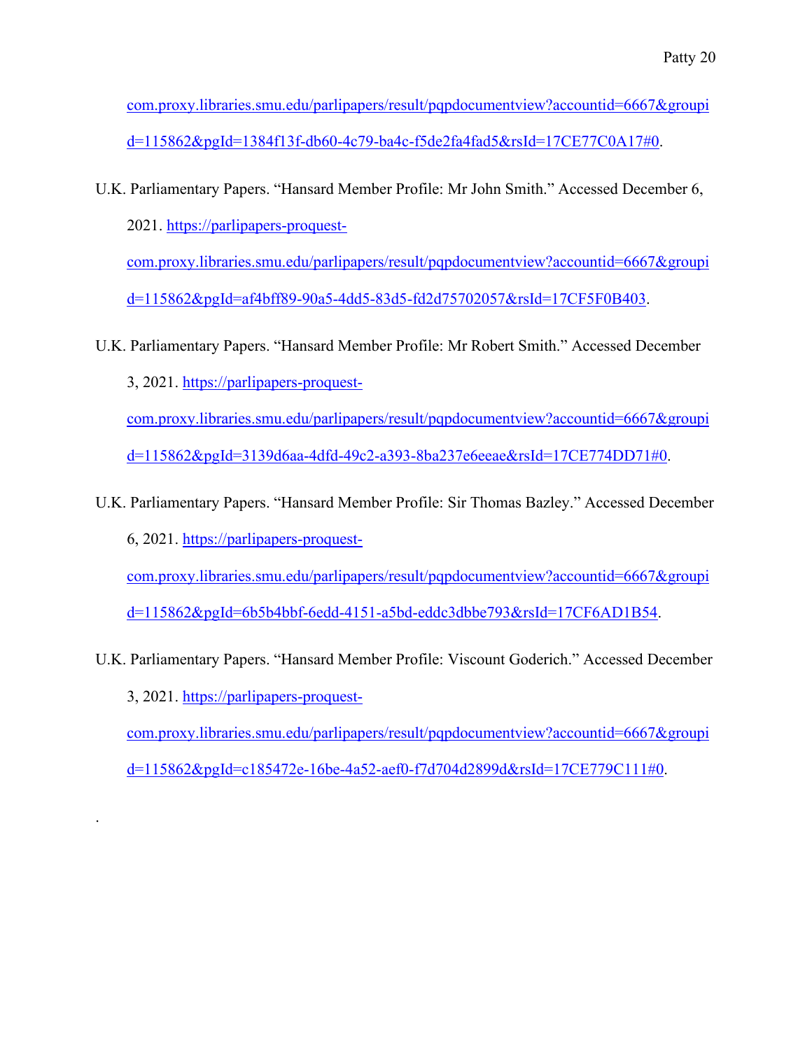com.proxy.libraries.smu.edu/parlipapers/result/pqpdocumentview?accountid=6667&groupid=115862&pgId=1384f13f-db60-4c79-ba4c-f5de2fa4fad5&rsId=17CE77C0A17#0.

U.K. Parliamentary Papers. "Hansard Member Profile: Mr John Smith." Accessed December 6, 2021. https://parlipapers-proquest-com.proxy.libraries.smu.edu/parlipapers/result/pqpdocumentview?accountid=6667&groupid=115862&pgId=af4bff89-90a5-4dd5-83d5-fd2d75702057&rsId=17CF5F0B403.

U.K. Parliamentary Papers. "Hansard Member Profile: Mr Robert Smith." Accessed December 3, 2021. https://parlipapers-proquest-com.proxy.libraries.smu.edu/parlipapers/result/pqpdocumentview?accountid=6667&groupid=115862&pgId=3139d6aa-4dfd-49c2-a393-8ba237e6eeae&rsId=17CE774DD71#0.

U.K. Parliamentary Papers. "Hansard Member Profile: Sir Thomas Bazley." Accessed December 6, 2021. https://parlipapers-proquest-com.proxy.libraries.smu.edu/parlipapers/result/pqpdocumentview?accountid=6667&groupid=115862&pgId=6b5b4bbf-6edd-4151-a5bd-eddc3dbbe793&rsId=17CF6AD1B54.

U.K. Parliamentary Papers. "Hansard Member Profile: Viscount Goderich." Accessed December 3, 2021. https://parlipapers-proquest-com.proxy.libraries.smu.edu/parlipapers/result/pqpdocumentview?accountid=6667&groupid=115862&pgId=c185472e-16be-4a52-aef0-f7d704d2899d&rsId=17CE779C111#0.

.